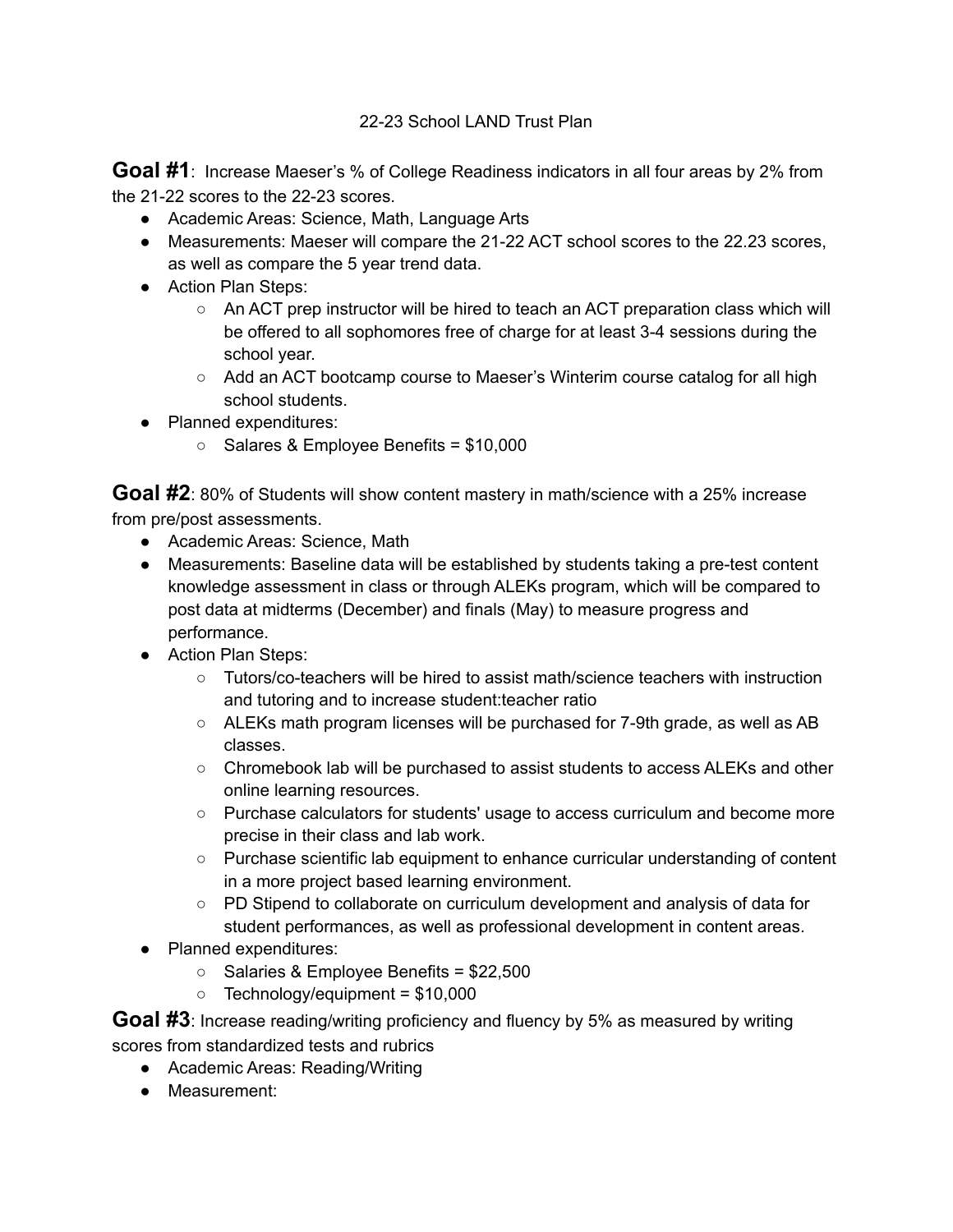22-23 School LAND Trust Plan

**Goal #1**: Increase Maeser's % of College Readiness indicators in all four areas by 2% from the 21-22 scores to the 22-23 scores.

- Academic Areas: Science, Math, Language Arts
- Measurements: Maeser will compare the 21-22 ACT school scores to the 22.23 scores, as well as compare the 5 year trend data.
- Action Plan Steps:
  - An ACT prep instructor will be hired to teach an ACT preparation class which will be offered to all sophomores free of charge for at least 3-4 sessions during the school year.
  - Add an ACT bootcamp course to Maeser's Winterim course catalog for all high school students.
- Planned expenditures:
  - Salares & Employee Benefits = $10,000

**Goal #2**: 80% of Students will show content mastery in math/science with a 25% increase from pre/post assessments.

- Academic Areas: Science, Math
- Measurements: Baseline data will be established by students taking a pre-test content knowledge assessment in class or through ALEKs program, which will be compared to post data at midterms (December) and finals (May) to measure progress and performance.
- Action Plan Steps:
  - Tutors/co-teachers will be hired to assist math/science teachers with instruction and tutoring and to increase student:teacher ratio
  - ALEKs math program licenses will be purchased for 7-9th grade, as well as AB classes.
  - Chromebook lab will be purchased to assist students to access ALEKs and other online learning resources.
  - Purchase calculators for students' usage to access curriculum and become more precise in their class and lab work.
  - Purchase scientific lab equipment to enhance curricular understanding of content in a more project based learning environment.
  - PD Stipend to collaborate on curriculum development and analysis of data for student performances, as well as professional development in content areas.
- Planned expenditures:
  - Salaries & Employee Benefits = $22,500
  - Technology/equipment = $10,000

**Goal #3**: Increase reading/writing proficiency and fluency by 5% as measured by writing scores from standardized tests and rubrics

- Academic Areas: Reading/Writing
- Measurement: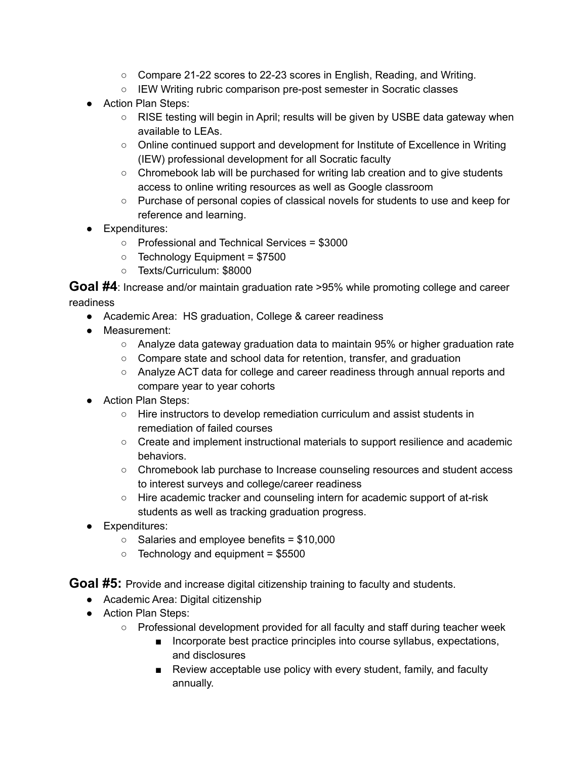- Compare 21-22 scores to 22-23 scores in English, Reading, and Writing.
    - IEW Writing rubric comparison pre-post semester in Socratic classes
- Action Plan Steps:
    - RISE testing will begin in April; results will be given by USBE data gateway when available to LEAs.
    - Online continued support and development for Institute of Excellence in Writing (IEW) professional development for all Socratic faculty
    - Chromebook lab will be purchased for writing lab creation and to give students access to online writing resources as well as Google classroom
    - Purchase of personal copies of classical novels for students to use and keep for reference and learning.
- Expenditures:
    - Professional and Technical Services = $3000
    - Technology Equipment = $7500
    - Texts/Curriculum: $8000

**Goal #4**: Increase and/or maintain graduation rate >95% while promoting college and career readiness

- Academic Area: HS graduation, College & career readiness
- Measurement:
    - Analyze data gateway graduation data to maintain 95% or higher graduation rate
    - Compare state and school data for retention, transfer, and graduation
    - Analyze ACT data for college and career readiness through annual reports and compare year to year cohorts
- Action Plan Steps:
    - Hire instructors to develop remediation curriculum and assist students in remediation of failed courses
    - Create and implement instructional materials to support resilience and academic behaviors.
    - Chromebook lab purchase to Increase counseling resources and student access to interest surveys and college/career readiness
    - Hire academic tracker and counseling intern for academic support of at-risk students as well as tracking graduation progress.
- Expenditures:
    - Salaries and employee benefits = $10,000
    - Technology and equipment = $5500

**Goal #5:** Provide and increase digital citizenship training to faculty and students.

- Academic Area: Digital citizenship
- Action Plan Steps:
    - Professional development provided for all faculty and staff during teacher week
        - Incorporate best practice principles into course syllabus, expectations, and disclosures
        - Review acceptable use policy with every student, family, and faculty annually.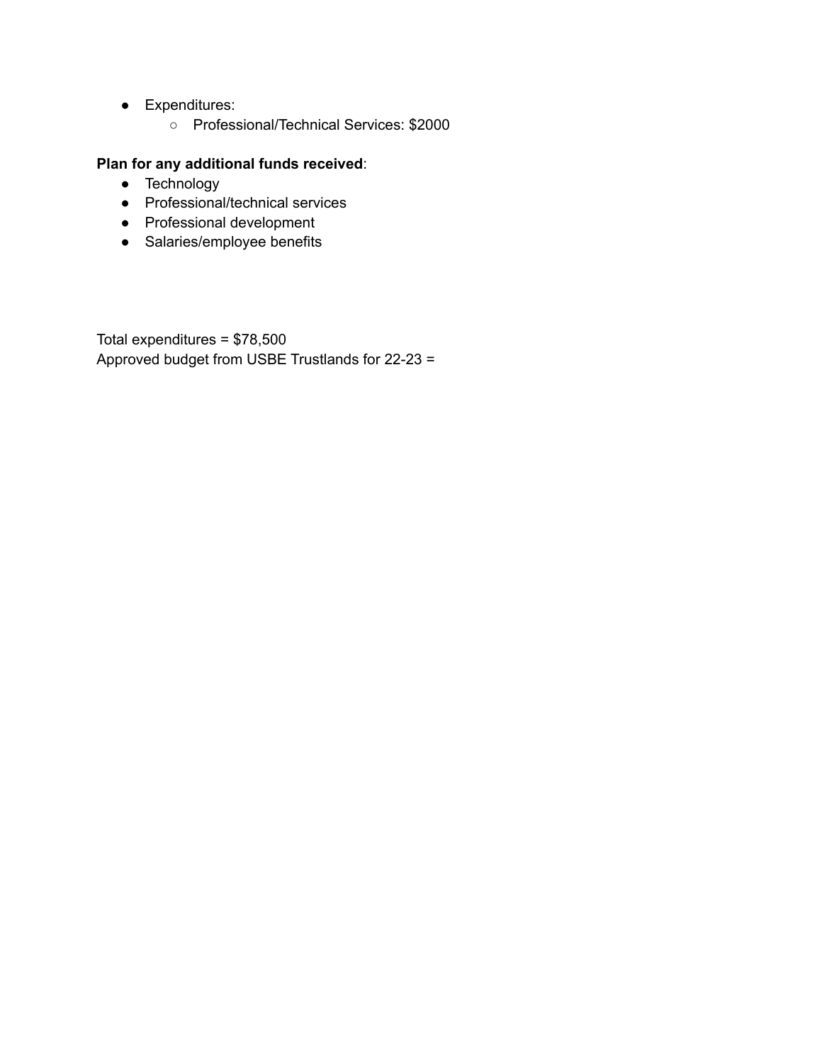- Expenditures:
  - Professional/Technical Services: $2000

**Plan for any additional funds received**:

- Technology
- Professional/technical services
- Professional development
- Salaries/employee benefits

Total expenditures = $78,500
Approved budget from USBE Trustlands for 22-23 =